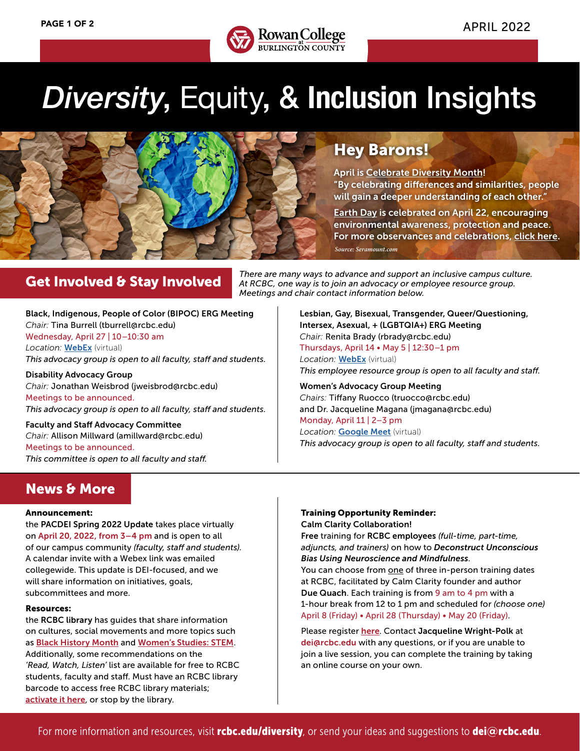# *Diversity*, Equity, & **Inclusion** Insights

APRIL 2022

## Hey Barons!

April is Celebrate Diversity Month!
"By celebrating differences and similarities, people will gain a deeper understanding of each other."

Earth Day is celebrated on April 22, encouraging environmental awareness, protection and peace. For more observances and celebrations, click here.

*Source: Seramount.com*

## Get Involved & Stay Involved

*There are many ways to advance and support an inclusive campus culture. At RCBC, one way is to join an advocacy or employee resource group. Meetings and chair contact information below.*

**Black, Indigenous, People of Color (BIPOC) ERG Meeting**
*Chair:* Tina Burrell (tburrell@rcbc.edu)
Wednesday, April 27 | 10–10:30 am
*Location:* **WebEx** (virtual)
*This advocacy group is open to all faculty, staff and students.*

**Disability Advocacy Group**
*Chair:* Jonathan Weisbrod (jweisbrod@rcbc.edu)
Meetings to be announced.
*This advocacy group is open to all faculty, staff and students.*

**Faculty and Staff Advocacy Committee**
*Chair:* Allison Millward (amillward@rcbc.edu)
Meetings to be announced.
*This committee is open to all faculty and staff.*

**Lesbian, Gay, Bisexual, Transgender, Queer/Questioning, Intersex, Asexual, + (LGBTQIA+) ERG Meeting**
*Chair:* Renita Brady (rbrady@rcbc.edu)
Thursdays, April 14 • May 5 | 12:30–1 pm
*Location:* **WebEx** (virtual)
*This employee resource group is open to all faculty and staff.*

**Women's Advocacy Group Meeting**
*Chairs:* Tiffany Ruocco (truocco@rcbc.edu) and Dr. Jacqueline Magana (jmagana@rcbc.edu)
Monday, April 11 | 2–3 pm
*Location:* **Google Meet** (virtual)
*This advocacy group is open to all faculty, staff and students.*

## News & More

**Announcement:**
the **PACDEI Spring 2022 Update** takes place virtually on April 20, 2022, from 3–4 pm and is open to all of our campus community *(faculty, staff and students)*. A calendar invite with a Webex link was emailed collegewide. This update is DEI-focused, and we will share information on initiatives, goals, subcommittees and more.

**Resources:**
the **RCBC library** has guides that share information on cultures, social movements and more topics such as Black History Month and Women's Studies: STEM. Additionally, some recommendations on the *'Read, Watch, Listen'* list are available for free to RCBC students, faculty and staff. Must have an RCBC library barcode to access free RCBC library materials; activate it here, or stop by the library.

**Training Opportunity Reminder:**
**Calm Clarity Collaboration!**
**Free** training for **RCBC employees** *(full-time, part-time, adjuncts, and trainers)* on how to ***Deconstruct Unconscious Bias Using Neuroscience and Mindfulness***.
You can choose from one of three in-person training dates at RCBC, facilitated by Calm Clarity founder and author **Due Quach**. Each training is from 9 am to 4 pm with a 1-hour break from 12 to 1 pm and scheduled for *(choose one)* April 8 (Friday) • April 28 (Thursday) • May 20 (Friday).

Please register here. Contact **Jacqueline Wright-Polk** at **dei@rcbc.edu** with any questions, or if you are unable to join a live session, you can complete the training by taking an online course on your own.

For more information and resources, visit **rcbc.edu/diversity**, or send your ideas and suggestions to **dei@rcbc.edu**.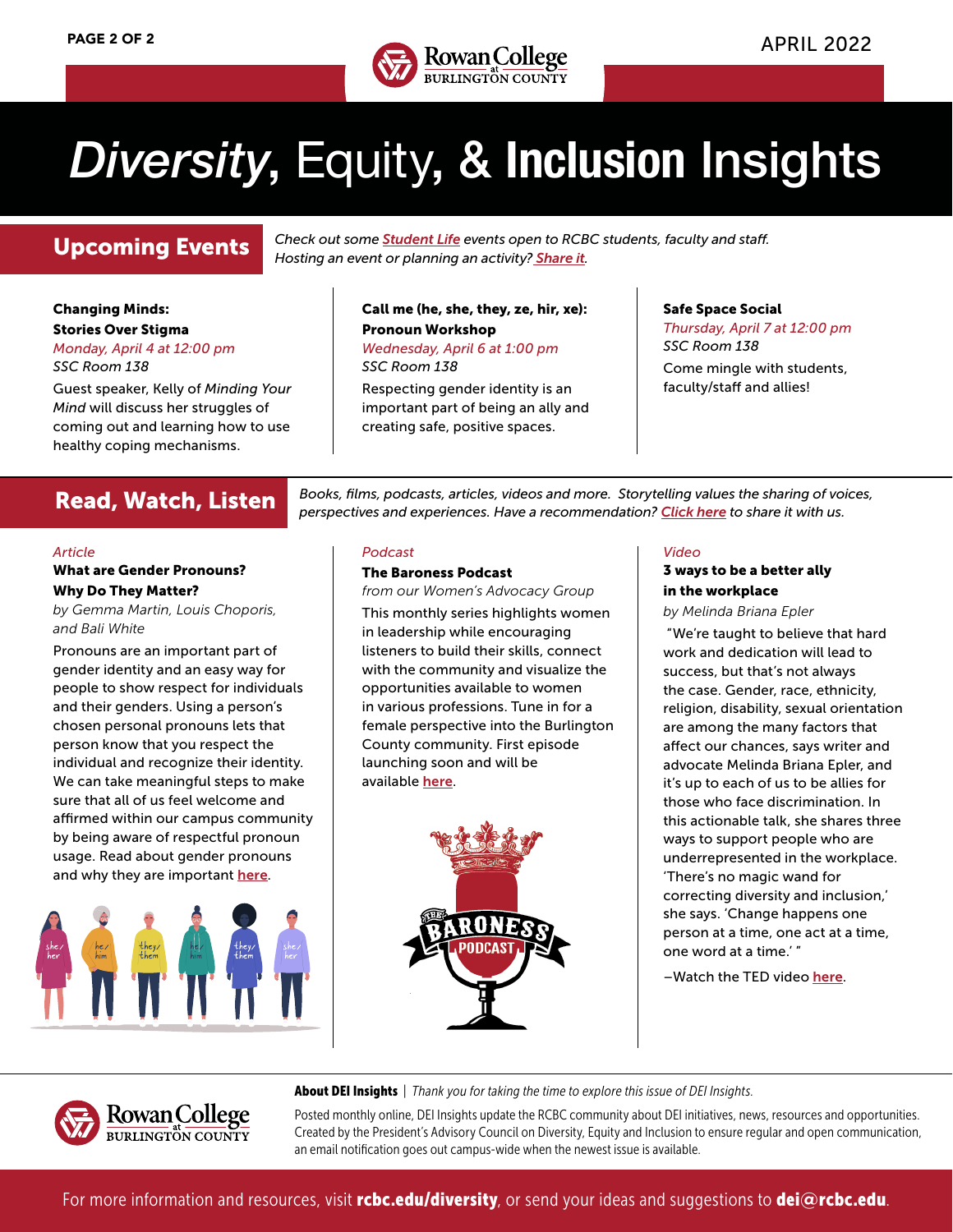# *Diversity*, Equity, & **Inclusion** Insights

## Upcoming Events

*Check out some **Student Life** events open to RCBC students, faculty and staff. Hosting an event or planning an activity? **Share it**.*

**Changing Minds: Stories Over Stigma**
*Monday, April 4 at 12:00 pm*
*SSC Room 138*

Guest speaker, Kelly of *Minding Your Mind* will discuss her struggles of coming out and learning how to use healthy coping mechanisms.

**Call me (he, she, they, ze, hir, xe): Pronoun Workshop**
*Wednesday, April 6 at 1:00 pm*
*SSC Room 138*

Respecting gender identity is an important part of being an ally and creating safe, positive spaces.

**Safe Space Social**
*Thursday, April 7 at 12:00 pm*
*SSC Room 138*

Come mingle with students, faculty/staff and allies!

## Read, Watch, Listen

*Books, films, podcasts, articles, videos and more. Storytelling values the sharing of voices, perspectives and experiences. Have a recommendation? **Click here** to share it with us.*

*Article*

**What are Gender Pronouns? Why Do They Matter?**
*by Gemma Martin, Louis Choporis, and Bali White*

Pronouns are an important part of gender identity and an easy way for people to show respect for individuals and their genders. Using a person's chosen personal pronouns lets that person know that you respect the individual and recognize their identity. We can take meaningful steps to make sure that all of us feel welcome and affirmed within our campus community by being aware of respectful pronoun usage. Read about gender pronouns and why they are important **here**.

*Podcast*

**The Baroness Podcast**
*from our Women's Advocacy Group*

This monthly series highlights women in leadership while encouraging listeners to build their skills, connect with the community and visualize the opportunities available to women in various professions. Tune in for a female perspective into the Burlington County community. First episode launching soon and will be available **here**.

*Video*

**3 ways to be a better ally in the workplace**
*by Melinda Briana Epler*

"We're taught to believe that hard work and dedication will lead to success, but that's not always the case. Gender, race, ethnicity, religion, disability, sexual orientation are among the many factors that affect our chances, says writer and advocate Melinda Briana Epler, and it's up to each of us to be allies for those who face discrimination. In this actionable talk, she shares three ways to support people who are underrepresented in the workplace. 'There's no magic wand for correcting diversity and inclusion,' she says. 'Change happens one person at a time, one act at a time, one word at a time.' "

—Watch the TED video **here**.

**About DEI Insights** | *Thank you for taking the time to explore this issue of DEI Insights.*

Posted monthly online, DEI Insights update the RCBC community about DEI initiatives, news, resources and opportunities. Created by the President's Advisory Council on Diversity, Equity and Inclusion to ensure regular and open communication, an email notification goes out campus-wide when the newest issue is available.

For more information and resources, visit **rcbc.edu/diversity**, or send your ideas and suggestions to **dei@rcbc.edu**.